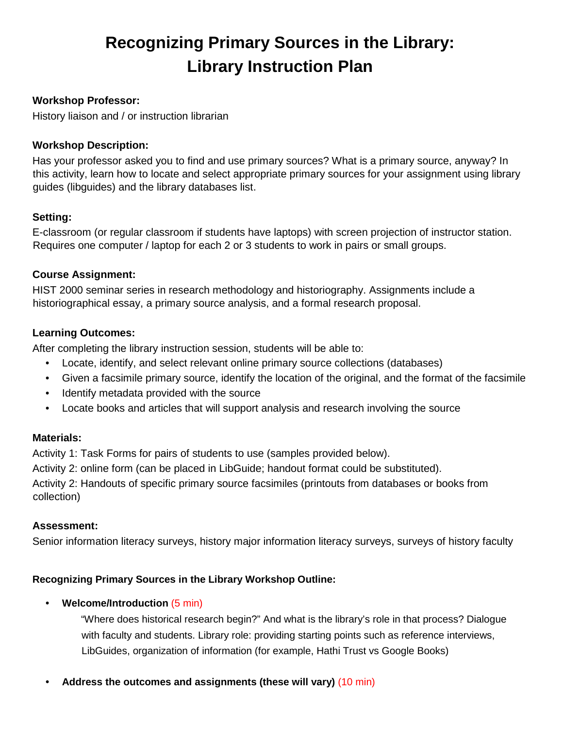# Recognizing Primary Sources in the Library: Library Instruction Plan

**Workshop Professor:**

History liaison and / or instruction librarian

**Workshop Description:**

Has your professor asked you to find and use primary sources? What is a primary source, anyway? In this activity, learn how to locate and select appropriate primary sources for your assignment using library guides (libguides) and the library databases list.

**Setting:**

E-classroom (or regular classroom if students have laptops) with screen projection of instructor station. Requires one computer / laptop for each 2 or 3 students to work in pairs or small groups.

**Course Assignment:**

HIST 2000 seminar series in research methodology and historiography. Assignments include a historiographical essay, a primary source analysis, and a formal research proposal.

**Learning Outcomes:**

After completing the library instruction session, students will be able to:

- Locate, identify, and select relevant online primary source collections (databases)
- Given a facsimile primary source, identify the location of the original, and the format of the facsimile
- Identify metadata provided with the source
- Locate books and articles that will support analysis and research involving the source

**Materials:**

Activity 1: Task Forms for pairs of students to use (samples provided below).

Activity 2: online form (can be placed in LibGuide; handout format could be substituted).

Activity 2: Handouts of specific primary source facsimiles (printouts from databases or books from collection)

**Assessment:**

Senior information literacy surveys, history major information literacy surveys, surveys of history faculty

**Recognizing Primary Sources in the Library Workshop Outline:**

- **Welcome/Introduction** (5 min)

  "Where does historical research begin?" And what is the library's role in that process? Dialogue with faculty and students. Library role: providing starting points such as reference interviews, LibGuides, organization of information (for example, Hathi Trust vs Google Books)

- **Address the outcomes and assignments (these will vary)** (10 min)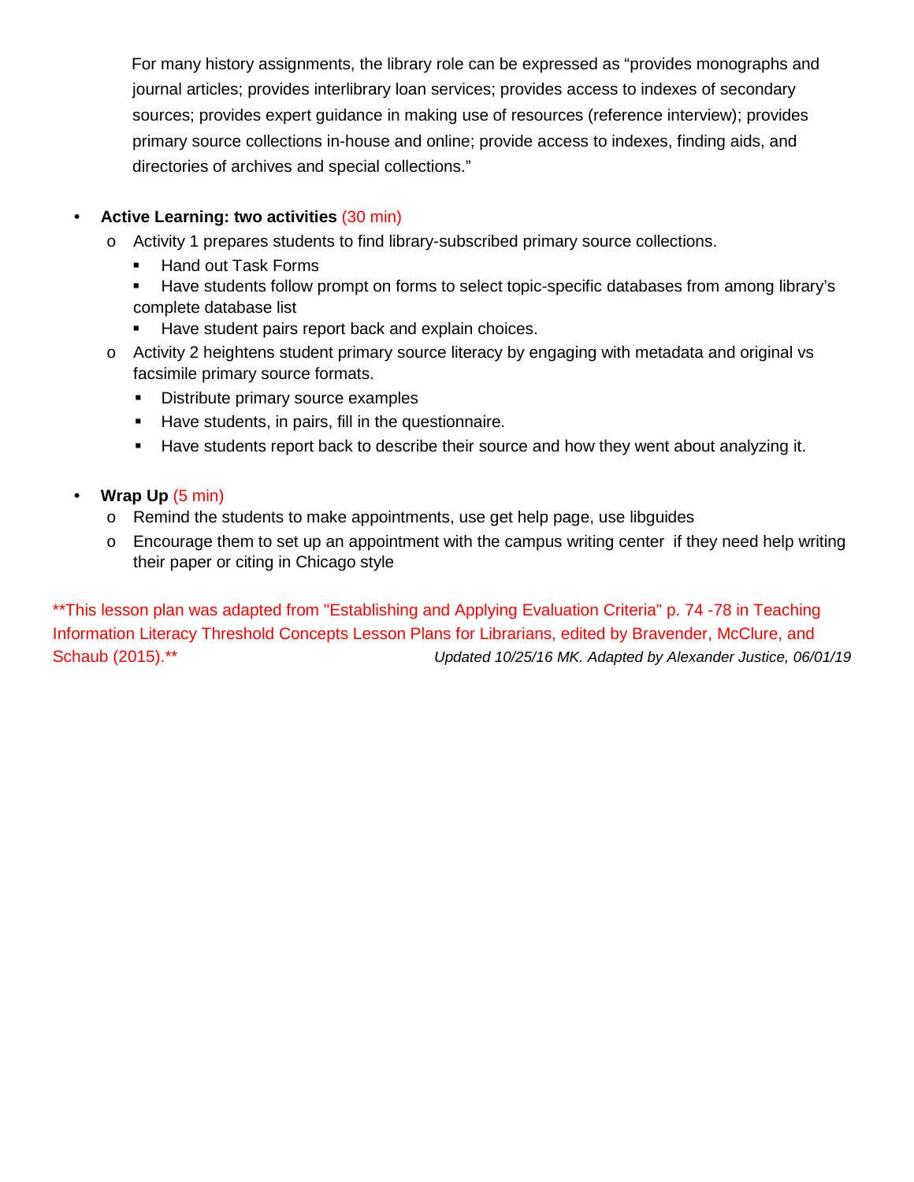For many history assignments, the library role can be expressed as "provides monographs and journal articles; provides interlibrary loan services; provides access to indexes of secondary sources; provides expert guidance in making use of resources (reference interview); provides primary source collections in-house and online; provide access to indexes, finding aids, and directories of archives and special collections."

- **Active Learning: two activities** (30 min)
  - Activity 1 prepares students to find library-subscribed primary source collections.
    - Hand out Task Forms
    - Have students follow prompt on forms to select topic-specific databases from among library's complete database list
    - Have student pairs report back and explain choices.
  - Activity 2 heightens student primary source literacy by engaging with metadata and original vs facsimile primary source formats.
    - Distribute primary source examples
    - Have students, in pairs, fill in the questionnaire.
    - Have students report back to describe their source and how they went about analyzing it.

- **Wrap Up** (5 min)
  - Remind the students to make appointments, use get help page, use libguides
  - Encourage them to set up an appointment with the campus writing center if they need help writing their paper or citing in Chicago style

**This lesson plan was adapted from "Establishing and Applying Evaluation Criteria" p. 74 -78 in Teaching Information Literacy Threshold Concepts Lesson Plans for Librarians, edited by Bravender, McClure, and Schaub (2015).**

*Updated 10/25/16 MK. Adapted by Alexander Justice, 06/01/19*